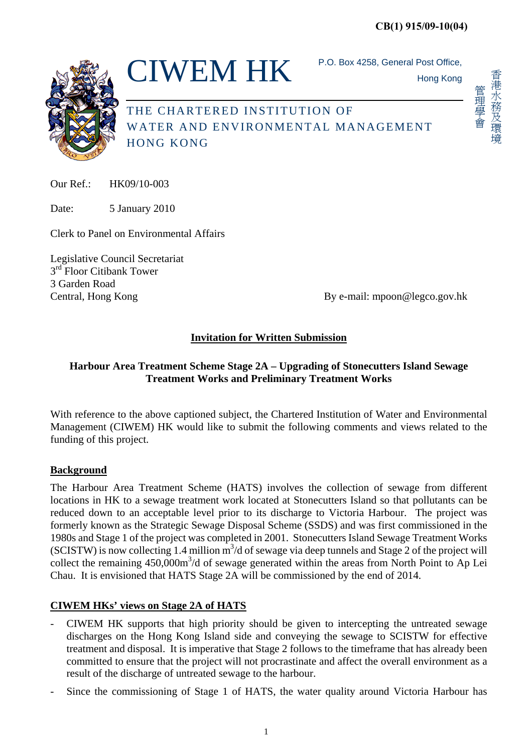CB(1) 915/09-10(04)

# CIWEM HK

P.O. Box 4258, General Post Office, Hong Kong

THE CHARTERED INSTITUTION OF WATER AND ENVIRONMENTAL MANAGEMENT HONG KONG

香港水務及環境管理學會

Our Ref.: HK09/10-003

Date: 5 January 2010

Clerk to Panel on Environmental Affairs

Legislative Council Secretariat
3rd Floor Citibank Tower
3 Garden Road
Central, Hong Kong

By e-mail: mpoon@legco.gov.hk

## Invitation for Written Submission

### Harbour Area Treatment Scheme Stage 2A – Upgrading of Stonecutters Island Sewage Treatment Works and Preliminary Treatment Works

With reference to the above captioned subject, the Chartered Institution of Water and Environmental Management (CIWEM) HK would like to submit the following comments and views related to the funding of this project.

## Background

The Harbour Area Treatment Scheme (HATS) involves the collection of sewage from different locations in HK to a sewage treatment work located at Stonecutters Island so that pollutants can be reduced down to an acceptable level prior to its discharge to Victoria Harbour. The project was formerly known as the Strategic Sewage Disposal Scheme (SSDS) and was first commissioned in the 1980s and Stage 1 of the project was completed in 2001. Stonecutters Island Sewage Treatment Works (SCISTW) is now collecting 1.4 million $m^3$/d of sewage via deep tunnels and Stage 2 of the project will collect the remaining 450,000$m^3$/d of sewage generated within the areas from North Point to Ap Lei Chau. It is envisioned that HATS Stage 2A will be commissioned by the end of 2014.

## CIWEM HKs' views on Stage 2A of HATS

- CIWEM HK supports that high priority should be given to intercepting the untreated sewage discharges on the Hong Kong Island side and conveying the sewage to SCISTW for effective treatment and disposal. It is imperative that Stage 2 follows to the timeframe that has already been committed to ensure that the project will not procrastinate and affect the overall environment as a result of the discharge of untreated sewage to the harbour.
- Since the commissioning of Stage 1 of HATS, the water quality around Victoria Harbour has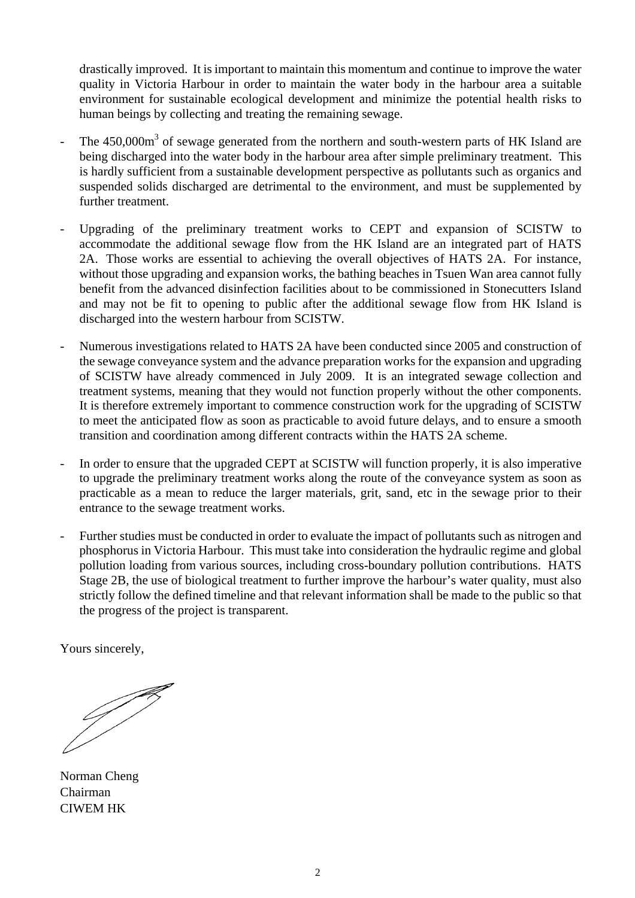drastically improved. It is important to maintain this momentum and continue to improve the water quality in Victoria Harbour in order to maintain the water body in the harbour area a suitable environment for sustainable ecological development and minimize the potential health risks to human beings by collecting and treating the remaining sewage.

- The 450,000$m^3$ of sewage generated from the northern and south-western parts of HK Island are being discharged into the water body in the harbour area after simple preliminary treatment. This is hardly sufficient from a sustainable development perspective as pollutants such as organics and suspended solids discharged are detrimental to the environment, and must be supplemented by further treatment.

- Upgrading of the preliminary treatment works to CEPT and expansion of SCISTW to accommodate the additional sewage flow from the HK Island are an integrated part of HATS 2A. Those works are essential to achieving the overall objectives of HATS 2A. For instance, without those upgrading and expansion works, the bathing beaches in Tsuen Wan area cannot fully benefit from the advanced disinfection facilities about to be commissioned in Stonecutters Island and may not be fit to opening to public after the additional sewage flow from HK Island is discharged into the western harbour from SCISTW.

- Numerous investigations related to HATS 2A have been conducted since 2005 and construction of the sewage conveyance system and the advance preparation works for the expansion and upgrading of SCISTW have already commenced in July 2009. It is an integrated sewage collection and treatment systems, meaning that they would not function properly without the other components. It is therefore extremely important to commence construction work for the upgrading of SCISTW to meet the anticipated flow as soon as practicable to avoid future delays, and to ensure a smooth transition and coordination among different contracts within the HATS 2A scheme.

- In order to ensure that the upgraded CEPT at SCISTW will function properly, it is also imperative to upgrade the preliminary treatment works along the route of the conveyance system as soon as practicable as a mean to reduce the larger materials, grit, sand, etc in the sewage prior to their entrance to the sewage treatment works.

- Further studies must be conducted in order to evaluate the impact of pollutants such as nitrogen and phosphorus in Victoria Harbour. This must take into consideration the hydraulic regime and global pollution loading from various sources, including cross-boundary pollution contributions. HATS Stage 2B, the use of biological treatment to further improve the harbour's water quality, must also strictly follow the defined timeline and that relevant information shall be made to the public so that the progress of the project is transparent.

Yours sincerely,

Norman Cheng
Chairman
CIWEM HK